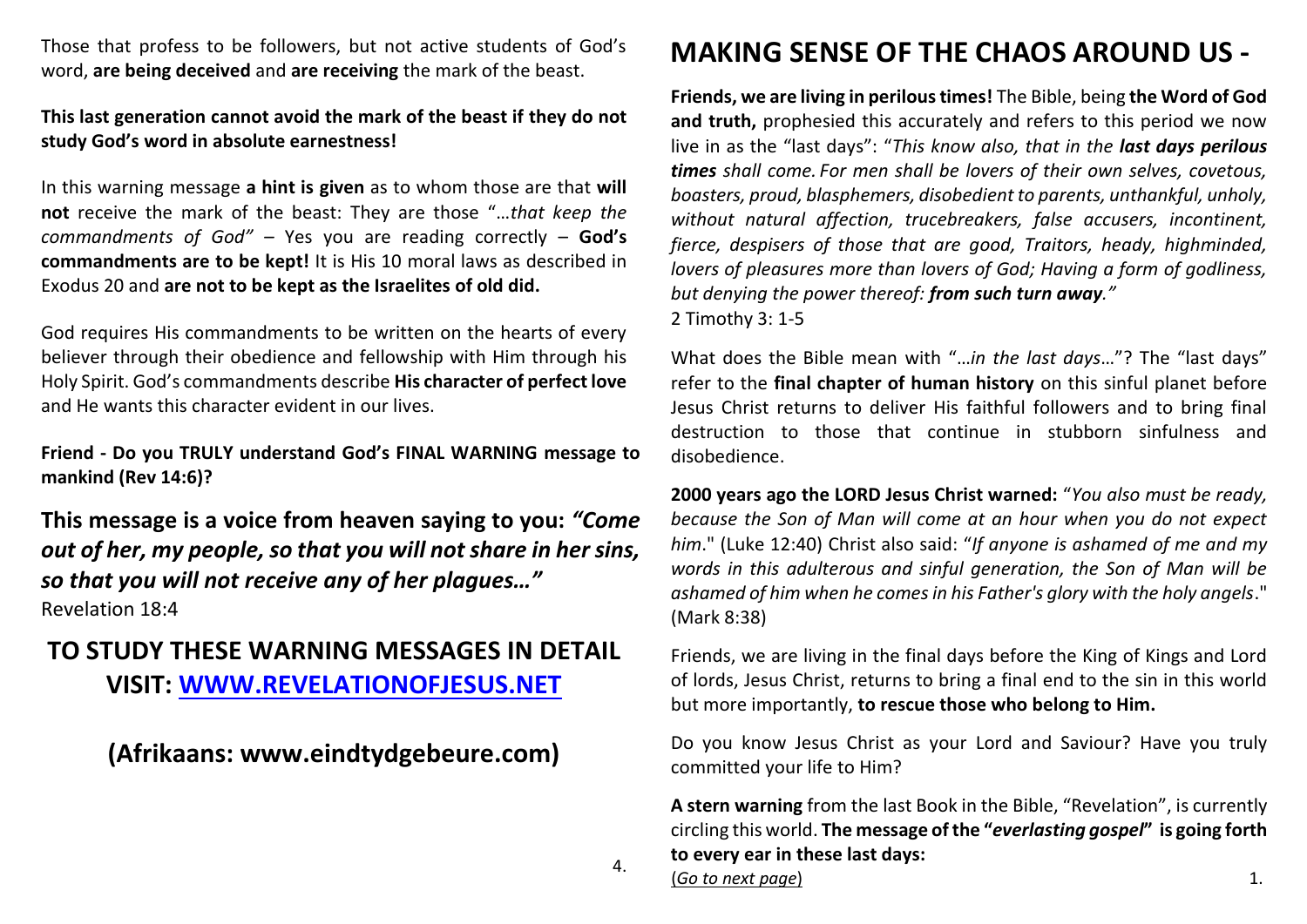Those that profess to be followers, but not active students of God's word, **are being deceived** and **are receiving** the mark of the beast.

**This last generation cannot avoid the mark of the beast if they do not study God's word in absolute earnestness!**

In this warning message **a hint is given** as to whom those are that **will not** receive the mark of the beast: They are those "*…that keep the commandments of God"* – Yes you are reading correctly – **God's commandments are to be kept!** It is His 10 moral laws as described in Exodus 20 and **are not to be kept as the Israelites of old did.**

God requires His commandments to be written on the hearts of every believer through their obedience and fellowship with Him through his Holy Spirit. God's commandments describe **His character of perfect love** and He wants this character evident in our lives.

**Friend - Do you TRULY understand God's FINAL WARNING message to mankind (Rev 14:6)?**

**This message is a voice from heaven saying to you: *"Come out of her, my people, so that you will not share in her sins, so that you will not receive any of her plagues…"***
Revelation 18:4

## TO STUDY THESE WARNING MESSAGES IN DETAIL VISIT: WWW.REVELATIONOFJESUS.NET

## (Afrikaans: www.eindtydgebeure.com)

# MAKING SENSE OF THE CHAOS AROUND US -

**Friends, we are living in perilous times!** The Bible, being **the Word of God and truth,** prophesied this accurately and refers to this period we now live in as the "last days": "*This know also, that in the **last days perilous times** shall come. For men shall be lovers of their own selves, covetous, boasters, proud, blasphemers, disobedient to parents, unthankful, unholy, without natural affection, trucebreakers, false accusers, incontinent, fierce, despisers of those that are good, Traitors, heady, highminded, lovers of pleasures more than lovers of God; Having a form of godliness, but denying the power thereof: **from such turn away**."*
2 Timothy 3: 1-5

What does the Bible mean with "*…in the last days…*"? The "last days" refer to the **final chapter of human history** on this sinful planet before Jesus Christ returns to deliver His faithful followers and to bring final destruction to those that continue in stubborn sinfulness and disobedience.

**2000 years ago the LORD Jesus Christ warned:** "*You also must be ready, because the Son of Man will come at an hour when you do not expect him*." (Luke 12:40) Christ also said: "*If anyone is ashamed of me and my words in this adulterous and sinful generation, the Son of Man will be ashamed of him when he comes in his Father's glory with the holy angels*." (Mark 8:38)

Friends, we are living in the final days before the King of Kings and Lord of lords, Jesus Christ, returns to bring a final end to the sin in this world but more importantly, **to rescue those who belong to Him.**

Do you know Jesus Christ as your Lord and Saviour? Have you truly committed your life to Him?

**A stern warning** from the last Book in the Bible, "Revelation", is currently circling this world. **The message of the "*everlasting gospel*" is going forth to every ear in these last days:**

(*Go to next page*)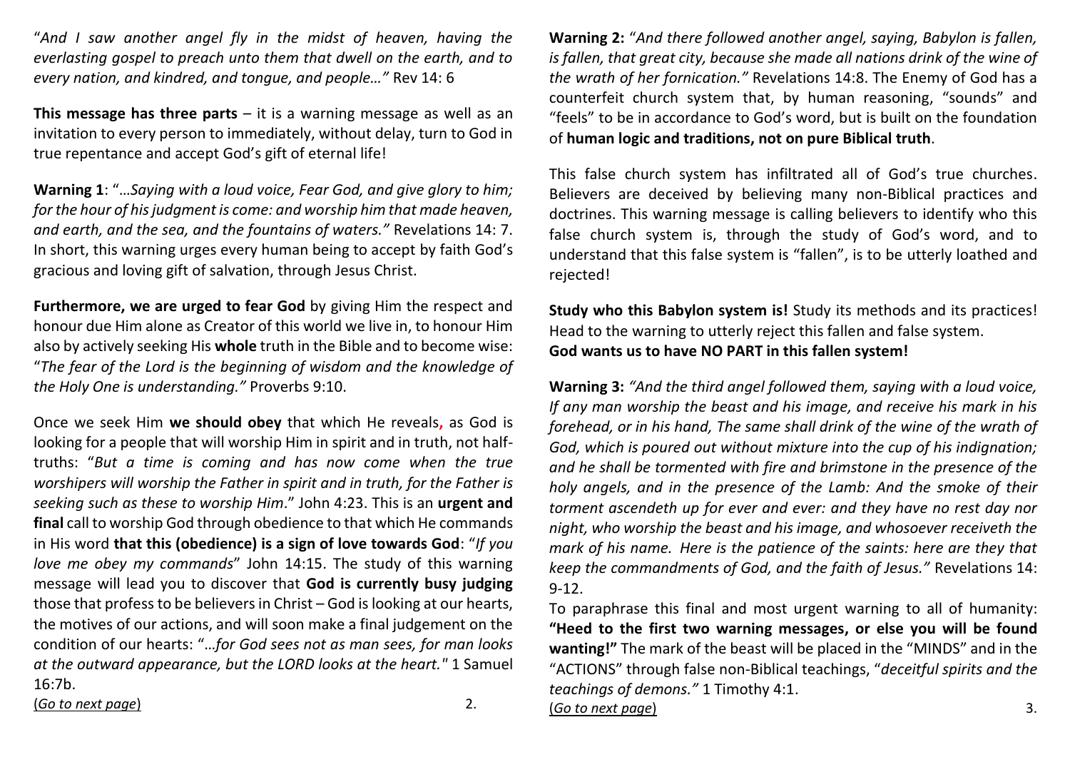"*And I saw another angel fly in the midst of heaven, having the everlasting gospel to preach unto them that dwell on the earth, and to every nation, and kindred, and tongue, and people…"* Rev 14: 6

**This message has three parts** – it is a warning message as well as an invitation to every person to immediately, without delay, turn to God in true repentance and accept God's gift of eternal life!

**Warning 1**: "…*Saying with a loud voice, Fear God, and give glory to him; for the hour of his judgment is come: and worship him that made heaven, and earth, and the sea, and the fountains of waters."* Revelations 14: 7. In short, this warning urges every human being to accept by faith God's gracious and loving gift of salvation, through Jesus Christ.

**Furthermore, we are urged to fear God** by giving Him the respect and honour due Him alone as Creator of this world we live in, to honour Him also by actively seeking His **whole** truth in the Bible and to become wise: "*The fear of the Lord is the beginning of wisdom and the knowledge of the Holy One is understanding."* Proverbs 9:10.

Once we seek Him **we should obey** that which He reveals**,** as God is looking for a people that will worship Him in spirit and in truth, not half-truths: "*But a time is coming and has now come when the true worshipers will worship the Father in spirit and in truth, for the Father is seeking such as these to worship Him*." John 4:23. This is an **urgent and final** call to worship God through obedience to that which He commands in His word **that this (obedience) is a sign of love towards God**: "*If you love me obey my commands*" John 14:15. The study of this warning message will lead you to discover that **God is currently busy judging** those that profess to be believers in Christ – God is looking at our hearts, the motives of our actions, and will soon make a final judgement on the condition of our hearts: "…*for God sees not as man sees, for man looks at the outward appearance, but the LORD looks at the heart."* 1 Samuel 16:7b.

(*Go to next page*)

**Warning 2:** "*And there followed another angel, saying, Babylon is fallen, is fallen, that great city, because she made all nations drink of the wine of the wrath of her fornication."* Revelations 14:8. The Enemy of God has a counterfeit church system that, by human reasoning, "sounds" and "feels" to be in accordance to God's word, but is built on the foundation of **human logic and traditions, not on pure Biblical truth**.

This false church system has infiltrated all of God's true churches. Believers are deceived by believing many non-Biblical practices and doctrines. This warning message is calling believers to identify who this false church system is, through the study of God's word, and to understand that this false system is "fallen", is to be utterly loathed and rejected!

**Study who this Babylon system is!** Study its methods and its practices! Head to the warning to utterly reject this fallen and false system.
**God wants us to have NO PART in this fallen system!**

**Warning 3:** *"And the third angel followed them, saying with a loud voice, If any man worship the beast and his image, and receive his mark in his forehead, or in his hand, The same shall drink of the wine of the wrath of God, which is poured out without mixture into the cup of his indignation; and he shall be tormented with fire and brimstone in the presence of the holy angels, and in the presence of the Lamb: And the smoke of their torment ascendeth up for ever and ever: and they have no rest day nor night, who worship the beast and his image, and whosoever receiveth the mark of his name. Here is the patience of the saints: here are they that keep the commandments of God, and the faith of Jesus."* Revelations 14: 9-12.

To paraphrase this final and most urgent warning to all of humanity: **"Heed to the first two warning messages, or else you will be found wanting!"** The mark of the beast will be placed in the "MINDS" and in the "ACTIONS" through false non-Biblical teachings, "*deceitful spirits and the teachings of demons."* 1 Timothy 4:1.

(*Go to next page*)